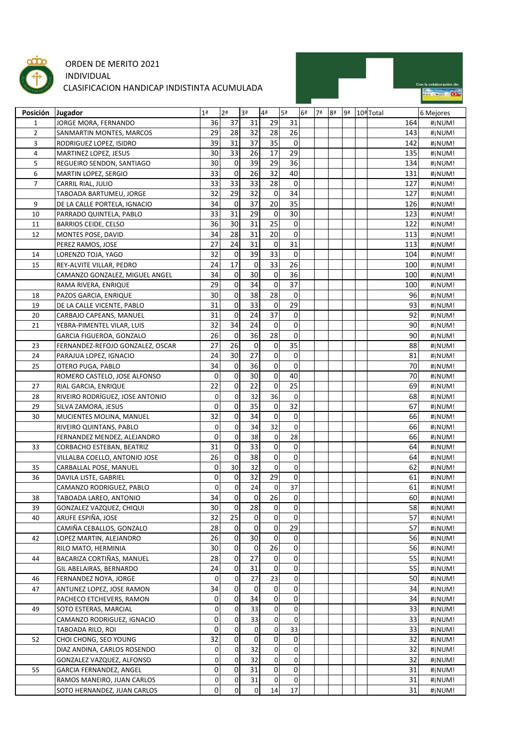ORDEN DE MERITO 2021

INDIVIDUAL

CLASIFICACION HANDICAP INDISTINTA ACUMULADA

Con la colaboración de:

| Posición | Jugador | 1ª | 2ª | 3ª | 4ª | 5ª | 6ª | 7ª | 8ª | 9ª | 10ª | Total | 6 Mejores |
|---|---|---|---|---|---|---|---|---|---|---|---|---|---|
| 1 | JORGE MORA, FERNANDO | 36 | 37 | 31 | 29 | 31 | | | | | | 164 | #¡NUM! |
| 2 | SANMARTIN MONTES, MARCOS | 29 | 28 | 32 | 28 | 26 | | | | | | 143 | #¡NUM! |
| 3 | RODRIGUEZ LOPEZ, ISIDRO | 39 | 31 | 37 | 35 | 0 | | | | | | 142 | #¡NUM! |
| 4 | MARTINEZ LOPEZ, JESUS | 30 | 33 | 26 | 17 | 29 | | | | | | 135 | #¡NUM! |
| 5 | REGUEIRO SENDON, SANTIAGO | 30 | 0 | 39 | 29 | 36 | | | | | | 134 | #¡NUM! |
| 6 | MARTIN LOPEZ, SERGIO | 33 | 0 | 26 | 32 | 40 | | | | | | 131 | #¡NUM! |
| 7 | CARRIL RIAL, JULIO | 33 | 33 | 33 | 28 | 0 | | | | | | 127 | #¡NUM! |
| | TABOADA BARTUMEU, JORGE | 32 | 29 | 32 | 0 | 34 | | | | | | 127 | #¡NUM! |
| 9 | DE LA CALLE PORTELA, IGNACIO | 34 | 0 | 37 | 20 | 35 | | | | | | 126 | #¡NUM! |
| 10 | PARRADO QUINTELA, PABLO | 33 | 31 | 29 | 0 | 30 | | | | | | 123 | #¡NUM! |
| 11 | BARRIOS CEIDE, CELSO | 36 | 30 | 31 | 25 | 0 | | | | | | 122 | #¡NUM! |
| 12 | MONTES POSE, DAVID | 34 | 28 | 31 | 20 | 0 | | | | | | 113 | #¡NUM! |
| | PEREZ RAMOS, JOSE | 27 | 24 | 31 | 0 | 31 | | | | | | 113 | #¡NUM! |
| 14 | LORENZO TOJA, YAGO | 32 | 0 | 39 | 33 | 0 | | | | | | 104 | #¡NUM! |
| 15 | REY-ALVITE VILLAR, PEDRO | 24 | 17 | 0 | 33 | 26 | | | | | | 100 | #¡NUM! |
| | CAMANZO GONZALEZ, MIGUEL ANGEL | 34 | 0 | 30 | 0 | 36 | | | | | | 100 | #¡NUM! |
| | RAMA RIVERA, ENRIQUE | 29 | 0 | 34 | 0 | 37 | | | | | | 100 | #¡NUM! |
| 18 | PAZOS GARCIA, ENRIQUE | 30 | 0 | 38 | 28 | 0 | | | | | | 96 | #¡NUM! |
| 19 | DE LA CALLE VICENTE, PABLO | 31 | 0 | 33 | 0 | 29 | | | | | | 93 | #¡NUM! |
| 20 | CARBAJO CAPEANS, MANUEL | 31 | 0 | 24 | 37 | 0 | | | | | | 92 | #¡NUM! |
| 21 | YEBRA-PIMENTEL VILAR, LUIS | 32 | 34 | 24 | 0 | 0 | | | | | | 90 | #¡NUM! |
| | GARCIA FIGUEROA, GONZALO | 26 | 0 | 36 | 28 | 0 | | | | | | 90 | #¡NUM! |
| 23 | FERNANDEZ-REFOJO GONZALEZ, OSCAR | 27 | 26 | 0 | 0 | 35 | | | | | | 88 | #¡NUM! |
| 24 | PARAJUA LOPEZ, IGNACIO | 24 | 30 | 27 | 0 | 0 | | | | | | 81 | #¡NUM! |
| 25 | OTERO PUGA, PABLO | 34 | 0 | 36 | 0 | 0 | | | | | | 70 | #¡NUM! |
| | ROMERO CASTELO, JOSE ALFONSO | 0 | 0 | 30 | 0 | 40 | | | | | | 70 | #¡NUM! |
| 27 | RIAL GARCIA, ENRIQUE | 22 | 0 | 22 | 0 | 25 | | | | | | 69 | #¡NUM! |
| 28 | RIVEIRO RODRÍGUEZ, JOSE ANTONIO | 0 | 0 | 32 | 36 | 0 | | | | | | 68 | #¡NUM! |
| 29 | SILVA ZAMORA, JESUS | 0 | 0 | 35 | 0 | 32 | | | | | | 67 | #¡NUM! |
| 30 | MUCIENTES MOLINA, MANUEL | 32 | 0 | 34 | 0 | 0 | | | | | | 66 | #¡NUM! |
| | RIVEIRO QUINTANS, PABLO | 0 | 0 | 34 | 32 | 0 | | | | | | 66 | #¡NUM! |
| | FERNANDEZ MENDEZ, ALEJANDRO | 0 | 0 | 38 | 0 | 28 | | | | | | 66 | #¡NUM! |
| 33 | CORBACHO ESTEBAN, BEATRIZ | 31 | 0 | 33 | 0 | 0 | | | | | | 64 | #¡NUM! |
| | VILLALBA COELLO, ANTONIO JOSE | 26 | 0 | 38 | 0 | 0 | | | | | | 64 | #¡NUM! |
| 35 | CARBALLAL POSE, MANUEL | 0 | 30 | 32 | 0 | 0 | | | | | | 62 | #¡NUM! |
| 36 | DAVILA LISTE, GABRIEL | 0 | 0 | 32 | 29 | 0 | | | | | | 61 | #¡NUM! |
| | CAMANZO RODRIGUEZ, PABLO | 0 | 0 | 24 | 0 | 37 | | | | | | 61 | #¡NUM! |
| 38 | TABOADA LAREO, ANTONIO | 34 | 0 | 0 | 26 | 0 | | | | | | 60 | #¡NUM! |
| 39 | GONZALEZ VAZQUEZ, CHIQUI | 30 | 0 | 28 | 0 | 0 | | | | | | 58 | #¡NUM! |
| 40 | ARUFE ESPIÑA, JOSE | 32 | 25 | 0 | 0 | 0 | | | | | | 57 | #¡NUM! |
| | CAMIÑA CEBALLOS, GONZALO | 28 | 0 | 0 | 0 | 29 | | | | | | 57 | #¡NUM! |
| 42 | LOPEZ MARTIN, ALEJANDRO | 26 | 0 | 30 | 0 | 0 | | | | | | 56 | #¡NUM! |
| | RILO MATO, HERMINIA | 30 | 0 | 0 | 26 | 0 | | | | | | 56 | #¡NUM! |
| 44 | BACARIZA CORTIÑAS, MANUEL | 28 | 0 | 27 | 0 | 0 | | | | | | 55 | #¡NUM! |
| | GIL ABELAIRAS, BERNARDO | 24 | 0 | 31 | 0 | 0 | | | | | | 55 | #¡NUM! |
| 46 | FERNANDEZ NOYA, JORGE | 0 | 0 | 27 | 23 | 0 | | | | | | 50 | #¡NUM! |
| 47 | ANTUNEZ LOPEZ, JOSE RAMON | 34 | 0 | 0 | 0 | 0 | | | | | | 34 | #¡NUM! |
| | PACHECO ETCHEVERS, RAMON | 0 | 0 | 34 | 0 | 0 | | | | | | 34 | #¡NUM! |
| 49 | SOTO ESTERAS, MARCIAL | 0 | 0 | 33 | 0 | 0 | | | | | | 33 | #¡NUM! |
| | CAMANZO RODRIGUEZ, IGNACIO | 0 | 0 | 33 | 0 | 0 | | | | | | 33 | #¡NUM! |
| | TABOADA RILO, ROI | 0 | 0 | 0 | 0 | 33 | | | | | | 33 | #¡NUM! |
| 52 | CHOI CHONG, SEO YOUNG | 32 | 0 | 0 | 0 | 0 | | | | | | 32 | #¡NUM! |
| | DIAZ ANDINA, CARLOS ROSENDO | 0 | 0 | 32 | 0 | 0 | | | | | | 32 | #¡NUM! |
| | GONZALEZ VAZQUEZ, ALFONSO | 0 | 0 | 32 | 0 | 0 | | | | | | 32 | #¡NUM! |
| 55 | GARCIA FERNANDEZ, ANGEL | 0 | 0 | 31 | 0 | 0 | | | | | | 31 | #¡NUM! |
| | RAMOS MANEIRO, JUAN CARLOS | 0 | 0 | 31 | 0 | 0 | | | | | | 31 | #¡NUM! |
| | SOTO HERNANDEZ, JUAN CARLOS | 0 | 0 | 0 | 14 | 17 | | | | | | 31 | #¡NUM! |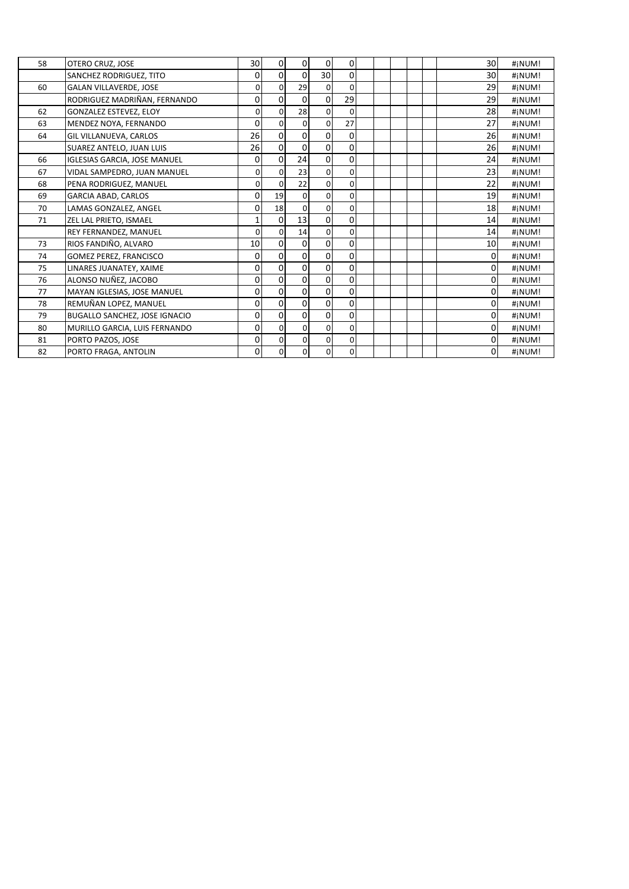| | | | | | | | | | | | | | |
|---|---|---|---|---|---|---|---|---|---|---|---|---|---|
| 58 | OTERO CRUZ, JOSE | 30 | 0 | 0 | 0 | 0 | | | | | | 30 | #¡NUM! |
| | SANCHEZ RODRIGUEZ, TITO | 0 | 0 | 0 | 30 | 0 | | | | | | 30 | #¡NUM! |
| 60 | GALAN VILLAVERDE, JOSE | 0 | 0 | 29 | 0 | 0 | | | | | | 29 | #¡NUM! |
| | RODRIGUEZ MADRIÑAN, FERNANDO | 0 | 0 | 0 | 0 | 29 | | | | | | 29 | #¡NUM! |
| 62 | GONZALEZ ESTEVEZ, ELOY | 0 | 0 | 28 | 0 | 0 | | | | | | 28 | #¡NUM! |
| 63 | MENDEZ NOYA, FERNANDO | 0 | 0 | 0 | 0 | 27 | | | | | | 27 | #¡NUM! |
| 64 | GIL VILLANUEVA, CARLOS | 26 | 0 | 0 | 0 | 0 | | | | | | 26 | #¡NUM! |
| | SUAREZ ANTELO, JUAN LUIS | 26 | 0 | 0 | 0 | 0 | | | | | | 26 | #¡NUM! |
| 66 | IGLESIAS GARCIA, JOSE MANUEL | 0 | 0 | 24 | 0 | 0 | | | | | | 24 | #¡NUM! |
| 67 | VIDAL SAMPEDRO, JUAN MANUEL | 0 | 0 | 23 | 0 | 0 | | | | | | 23 | #¡NUM! |
| 68 | PENA RODRIGUEZ, MANUEL | 0 | 0 | 22 | 0 | 0 | | | | | | 22 | #¡NUM! |
| 69 | GARCIA ABAD, CARLOS | 0 | 19 | 0 | 0 | 0 | | | | | | 19 | #¡NUM! |
| 70 | LAMAS GONZALEZ, ANGEL | 0 | 18 | 0 | 0 | 0 | | | | | | 18 | #¡NUM! |
| 71 | ZEL LAL PRIETO, ISMAEL | 1 | 0 | 13 | 0 | 0 | | | | | | 14 | #¡NUM! |
| | REY FERNANDEZ, MANUEL | 0 | 0 | 14 | 0 | 0 | | | | | | 14 | #¡NUM! |
| 73 | RIOS FANDIÑO, ALVARO | 10 | 0 | 0 | 0 | 0 | | | | | | 10 | #¡NUM! |
| 74 | GOMEZ PEREZ, FRANCISCO | 0 | 0 | 0 | 0 | 0 | | | | | | 0 | #¡NUM! |
| 75 | LINARES JUANATEY, XAIME | 0 | 0 | 0 | 0 | 0 | | | | | | 0 | #¡NUM! |
| 76 | ALONSO NUÑEZ, JACOBO | 0 | 0 | 0 | 0 | 0 | | | | | | 0 | #¡NUM! |
| 77 | MAYAN IGLESIAS, JOSE MANUEL | 0 | 0 | 0 | 0 | 0 | | | | | | 0 | #¡NUM! |
| 78 | REMUÑAN LOPEZ, MANUEL | 0 | 0 | 0 | 0 | 0 | | | | | | 0 | #¡NUM! |
| 79 | BUGALLO SANCHEZ, JOSE IGNACIO | 0 | 0 | 0 | 0 | 0 | | | | | | 0 | #¡NUM! |
| 80 | MURILLO GARCIA, LUIS FERNANDO | 0 | 0 | 0 | 0 | 0 | | | | | | 0 | #¡NUM! |
| 81 | PORTO PAZOS, JOSE | 0 | 0 | 0 | 0 | 0 | | | | | | 0 | #¡NUM! |
| 82 | PORTO FRAGA, ANTOLIN | 0 | 0 | 0 | 0 | 0 | | | | | | 0 | #¡NUM! |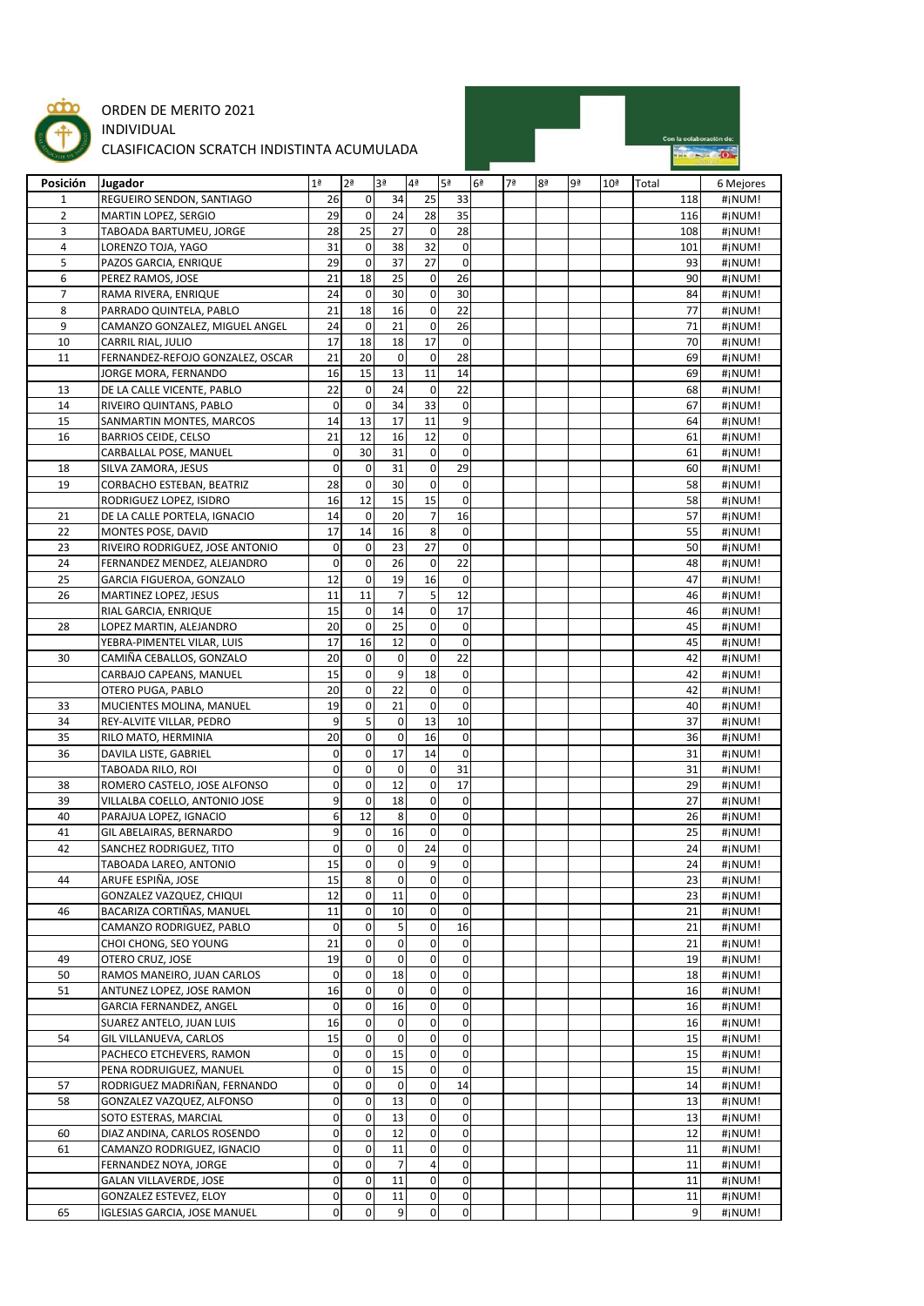# ORDEN DE MERITO 2021

INDIVIDUAL

CLASIFICACION SCRATCH INDISTINTA ACUMULADA

Con la colaboración de:

| Posición | Jugador | 1ª | 2ª | 3ª | 4ª | 5ª | 6ª | 7ª | 8ª | 9ª | 10ª | Total | 6 Mejores |
|---|---|---|---|---|---|---|---|---|---|---|---|---|---|
| 1 | REGUEIRO SENDON, SANTIAGO | 26 | 0 | 34 | 25 | 33 | | | | | | 118 | #¡NUM! |
| 2 | MARTIN LOPEZ, SERGIO | 29 | 0 | 24 | 28 | 35 | | | | | | 116 | #¡NUM! |
| 3 | TABOADA BARTUMEU, JORGE | 28 | 25 | 27 | 0 | 28 | | | | | | 108 | #¡NUM! |
| 4 | LORENZO TOJA, YAGO | 31 | 0 | 38 | 32 | 0 | | | | | | 101 | #¡NUM! |
| 5 | PAZOS GARCIA, ENRIQUE | 29 | 0 | 37 | 27 | 0 | | | | | | 93 | #¡NUM! |
| 6 | PEREZ RAMOS, JOSE | 21 | 18 | 25 | 0 | 26 | | | | | | 90 | #¡NUM! |
| 7 | RAMA RIVERA, ENRIQUE | 24 | 0 | 30 | 0 | 30 | | | | | | 84 | #¡NUM! |
| 8 | PARRADO QUINTELA, PABLO | 21 | 18 | 16 | 0 | 22 | | | | | | 77 | #¡NUM! |
| 9 | CAMANZO GONZALEZ, MIGUEL ANGEL | 24 | 0 | 21 | 0 | 26 | | | | | | 71 | #¡NUM! |
| 10 | CARRIL RIAL, JULIO | 17 | 18 | 18 | 17 | 0 | | | | | | 70 | #¡NUM! |
| 11 | FERNANDEZ-REFOJO GONZALEZ, OSCAR | 21 | 20 | 0 | 0 | 28 | | | | | | 69 | #¡NUM! |
| | JORGE MORA, FERNANDO | 16 | 15 | 13 | 11 | 14 | | | | | | 69 | #¡NUM! |
| 13 | DE LA CALLE VICENTE, PABLO | 22 | 0 | 24 | 0 | 22 | | | | | | 68 | #¡NUM! |
| 14 | RIVEIRO QUINTANS, PABLO | 0 | 0 | 34 | 33 | 0 | | | | | | 67 | #¡NUM! |
| 15 | SANMARTIN MONTES, MARCOS | 14 | 13 | 17 | 11 | 9 | | | | | | 64 | #¡NUM! |
| 16 | BARRIOS CEIDE, CELSO | 21 | 12 | 16 | 12 | 0 | | | | | | 61 | #¡NUM! |
| | CARBALLAL POSE, MANUEL | 0 | 30 | 31 | 0 | 0 | | | | | | 61 | #¡NUM! |
| 18 | SILVA ZAMORA, JESUS | 0 | 0 | 31 | 0 | 29 | | | | | | 60 | #¡NUM! |
| 19 | CORBACHO ESTEBAN, BEATRIZ | 28 | 0 | 30 | 0 | 0 | | | | | | 58 | #¡NUM! |
| | RODRIGUEZ LOPEZ, ISIDRO | 16 | 12 | 15 | 15 | 0 | | | | | | 58 | #¡NUM! |
| 21 | DE LA CALLE PORTELA, IGNACIO | 14 | 0 | 20 | 7 | 16 | | | | | | 57 | #¡NUM! |
| 22 | MONTES POSE, DAVID | 17 | 14 | 16 | 8 | 0 | | | | | | 55 | #¡NUM! |
| 23 | RIVEIRO RODRIGUEZ, JOSE ANTONIO | 0 | 0 | 23 | 27 | 0 | | | | | | 50 | #¡NUM! |
| 24 | FERNANDEZ MENDEZ, ALEJANDRO | 0 | 0 | 26 | 0 | 22 | | | | | | 48 | #¡NUM! |
| 25 | GARCIA FIGUEROA, GONZALO | 12 | 0 | 19 | 16 | 0 | | | | | | 47 | #¡NUM! |
| 26 | MARTINEZ LOPEZ, JESUS | 11 | 11 | 7 | 5 | 12 | | | | | | 46 | #¡NUM! |
| | RIAL GARCIA, ENRIQUE | 15 | 0 | 14 | 0 | 17 | | | | | | 46 | #¡NUM! |
| 28 | LOPEZ MARTIN, ALEJANDRO | 20 | 0 | 25 | 0 | 0 | | | | | | 45 | #¡NUM! |
| | YEBRA-PIMENTEL VILAR, LUIS | 17 | 16 | 12 | 0 | 0 | | | | | | 45 | #¡NUM! |
| 30 | CAMIÑA CEBALLOS, GONZALO | 20 | 0 | 0 | 0 | 22 | | | | | | 42 | #¡NUM! |
| | CARBAJO CAPEANS, MANUEL | 15 | 0 | 9 | 18 | 0 | | | | | | 42 | #¡NUM! |
| | OTERO PUGA, PABLO | 20 | 0 | 22 | 0 | 0 | | | | | | 42 | #¡NUM! |
| 33 | MUCIENTES MOLINA, MANUEL | 19 | 0 | 21 | 0 | 0 | | | | | | 40 | #¡NUM! |
| 34 | REY-ALVITE VILLAR, PEDRO | 9 | 5 | 0 | 13 | 10 | | | | | | 37 | #¡NUM! |
| 35 | RILO MATO, HERMINIA | 20 | 0 | 0 | 16 | 0 | | | | | | 36 | #¡NUM! |
| 36 | DAVILA LISTE, GABRIEL | 0 | 0 | 17 | 14 | 0 | | | | | | 31 | #¡NUM! |
| | TABOADA RILO, ROI | 0 | 0 | 0 | 0 | 31 | | | | | | 31 | #¡NUM! |
| 38 | ROMERO CASTELO, JOSE ALFONSO | 0 | 0 | 12 | 0 | 17 | | | | | | 29 | #¡NUM! |
| 39 | VILLALBA COELLO, ANTONIO JOSE | 9 | 0 | 18 | 0 | 0 | | | | | | 27 | #¡NUM! |
| 40 | PARAJUA LOPEZ, IGNACIO | 6 | 12 | 8 | 0 | 0 | | | | | | 26 | #¡NUM! |
| 41 | GIL ABELAIRAS, BERNARDO | 9 | 0 | 16 | 0 | 0 | | | | | | 25 | #¡NUM! |
| 42 | SANCHEZ RODRIGUEZ, TITO | 0 | 0 | 0 | 24 | 0 | | | | | | 24 | #¡NUM! |
| | TABOADA LAREO, ANTONIO | 15 | 0 | 0 | 9 | 0 | | | | | | 24 | #¡NUM! |
| 44 | ARUFE ESPIÑA, JOSE | 15 | 8 | 0 | 0 | 0 | | | | | | 23 | #¡NUM! |
| | GONZALEZ VAZQUEZ, CHIQUI | 12 | 0 | 11 | 0 | 0 | | | | | | 23 | #¡NUM! |
| 46 | BACARIZA CORTIÑAS, MANUEL | 11 | 0 | 10 | 0 | 0 | | | | | | 21 | #¡NUM! |
| | CAMANZO RODRIGUEZ, PABLO | 0 | 0 | 5 | 0 | 16 | | | | | | 21 | #¡NUM! |
| | CHOI CHONG, SEO YOUNG | 21 | 0 | 0 | 0 | 0 | | | | | | 21 | #¡NUM! |
| 49 | OTERO CRUZ, JOSE | 19 | 0 | 0 | 0 | 0 | | | | | | 19 | #¡NUM! |
| 50 | RAMOS MANEIRO, JUAN CARLOS | 0 | 0 | 18 | 0 | 0 | | | | | | 18 | #¡NUM! |
| 51 | ANTUNEZ LOPEZ, JOSE RAMON | 16 | 0 | 0 | 0 | 0 | | | | | | 16 | #¡NUM! |
| | GARCIA FERNANDEZ, ANGEL | 0 | 0 | 16 | 0 | 0 | | | | | | 16 | #¡NUM! |
| | SUAREZ ANTELO, JUAN LUIS | 16 | 0 | 0 | 0 | 0 | | | | | | 16 | #¡NUM! |
| 54 | GIL VILLANUEVA, CARLOS | 15 | 0 | 0 | 0 | 0 | | | | | | 15 | #¡NUM! |
| | PACHECO ETCHEVERS, RAMON | 0 | 0 | 15 | 0 | 0 | | | | | | 15 | #¡NUM! |
| | PENA RODRUIGUEZ, MANUEL | 0 | 0 | 15 | 0 | 0 | | | | | | 15 | #¡NUM! |
| 57 | RODRIGUEZ MADRIÑAN, FERNANDO | 0 | 0 | 0 | 0 | 14 | | | | | | 14 | #¡NUM! |
| 58 | GONZALEZ VAZQUEZ, ALFONSO | 0 | 0 | 13 | 0 | 0 | | | | | | 13 | #¡NUM! |
| | SOTO ESTERAS, MARCIAL | 0 | 0 | 13 | 0 | 0 | | | | | | 13 | #¡NUM! |
| 60 | DIAZ ANDINA, CARLOS ROSENDO | 0 | 0 | 12 | 0 | 0 | | | | | | 12 | #¡NUM! |
| 61 | CAMANZO RODRIGUEZ, IGNACIO | 0 | 0 | 11 | 0 | 0 | | | | | | 11 | #¡NUM! |
| | FERNANDEZ NOYA, JORGE | 0 | 0 | 7 | 4 | 0 | | | | | | 11 | #¡NUM! |
| | GALAN VILLAVERDE, JOSE | 0 | 0 | 11 | 0 | 0 | | | | | | 11 | #¡NUM! |
| | GONZALEZ ESTEVEZ, ELOY | 0 | 0 | 11 | 0 | 0 | | | | | | 11 | #¡NUM! |
| 65 | IGLESIAS GARCIA, JOSE MANUEL | 0 | 0 | 9 | 0 | 0 | | | | | | 9 | #¡NUM! |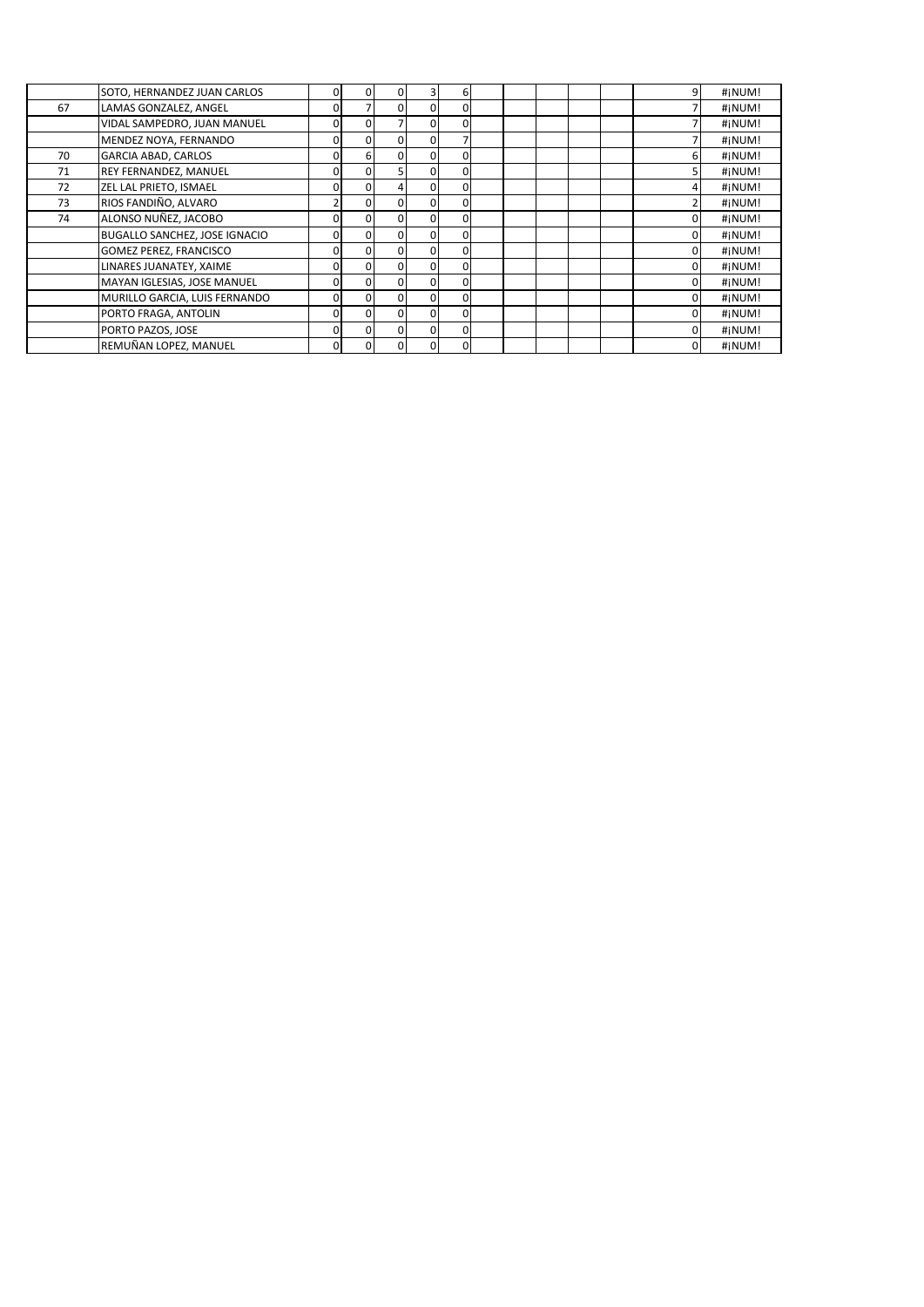| | | | | | | | | | | | | | |
|---|---|---|---|---|---|---|---|---|---|---|---|---|---|
| | SOTO, HERNANDEZ JUAN CARLOS | 0 | 0 | 0 | 3 | 6 | | | | | | 9 | #¡NUM! |
| 67 | LAMAS GONZALEZ, ANGEL | 0 | 7 | 0 | 0 | 0 | | | | | | 7 | #¡NUM! |
| | VIDAL SAMPEDRO, JUAN MANUEL | 0 | 0 | 7 | 0 | 0 | | | | | | 7 | #¡NUM! |
| | MENDEZ NOYA, FERNANDO | 0 | 0 | 0 | 0 | 7 | | | | | | 7 | #¡NUM! |
| 70 | GARCIA ABAD, CARLOS | 0 | 6 | 0 | 0 | 0 | | | | | | 6 | #¡NUM! |
| 71 | REY FERNANDEZ, MANUEL | 0 | 0 | 5 | 0 | 0 | | | | | | 5 | #¡NUM! |
| 72 | ZEL LAL PRIETO, ISMAEL | 0 | 0 | 4 | 0 | 0 | | | | | | 4 | #¡NUM! |
| 73 | RIOS FANDIÑO, ALVARO | 2 | 0 | 0 | 0 | 0 | | | | | | 2 | #¡NUM! |
| 74 | ALONSO NUÑEZ, JACOBO | 0 | 0 | 0 | 0 | 0 | | | | | | 0 | #¡NUM! |
| | BUGALLO SANCHEZ, JOSE IGNACIO | 0 | 0 | 0 | 0 | 0 | | | | | | 0 | #¡NUM! |
| | GOMEZ PEREZ, FRANCISCO | 0 | 0 | 0 | 0 | 0 | | | | | | 0 | #¡NUM! |
| | LINARES JUANATEY, XAIME | 0 | 0 | 0 | 0 | 0 | | | | | | 0 | #¡NUM! |
| | MAYAN IGLESIAS, JOSE MANUEL | 0 | 0 | 0 | 0 | 0 | | | | | | 0 | #¡NUM! |
| | MURILLO GARCIA, LUIS FERNANDO | 0 | 0 | 0 | 0 | 0 | | | | | | 0 | #¡NUM! |
| | PORTO FRAGA, ANTOLIN | 0 | 0 | 0 | 0 | 0 | | | | | | 0 | #¡NUM! |
| | PORTO PAZOS, JOSE | 0 | 0 | 0 | 0 | 0 | | | | | | 0 | #¡NUM! |
| | REMUÑAN LOPEZ, MANUEL | 0 | 0 | 0 | 0 | 0 | | | | | | 0 | #¡NUM! |